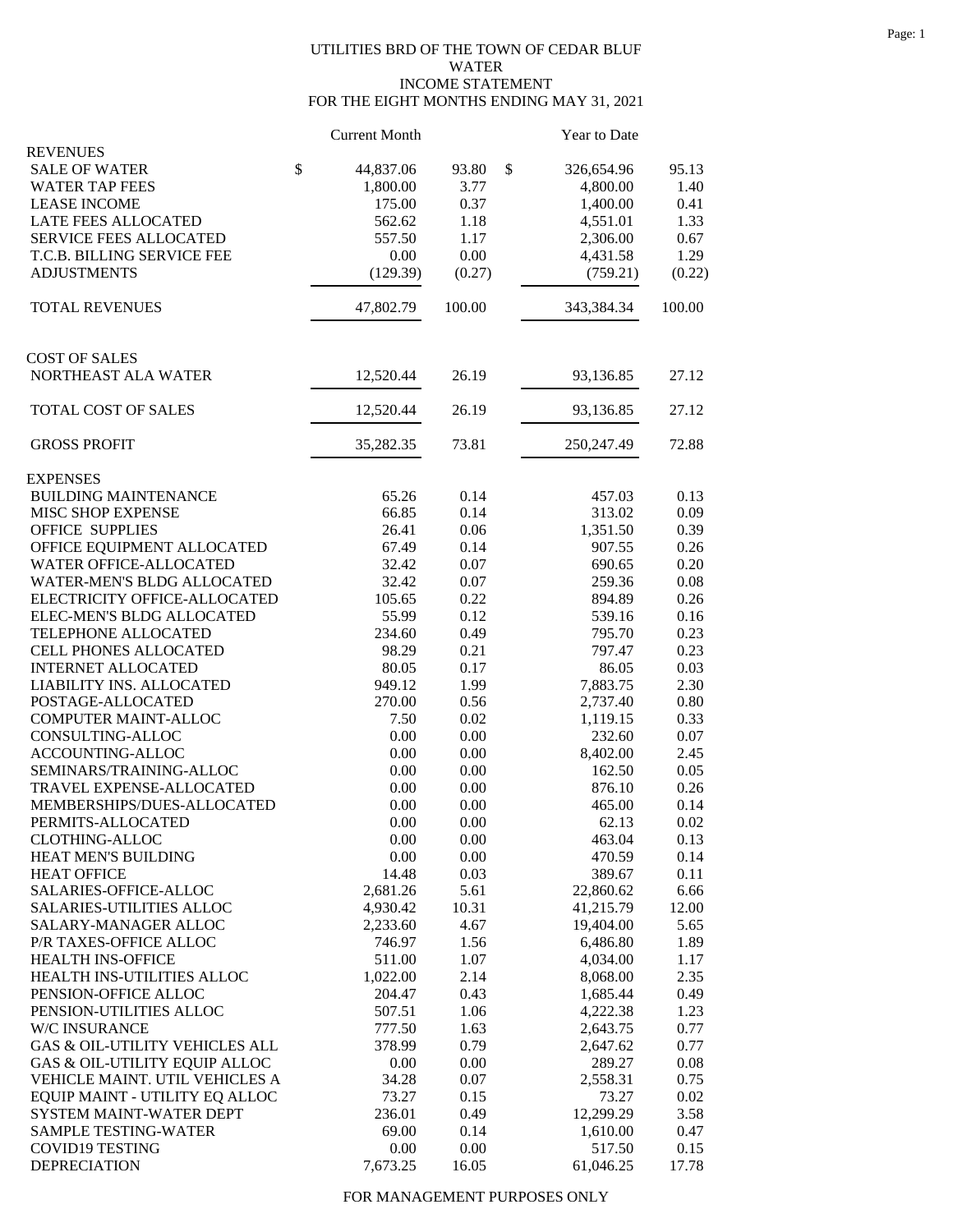UTILITIES BRD OF THE TOWN OF CEDAR BLUF
WATER
INCOME STATEMENT
FOR THE EIGHT MONTHS ENDING MAY 31, 2021

| | Current Month | | Year to Date | |
|---|---|---|---|---|
| **REVENUES** | | | | |
| SALE OF WATER | $ 44,837.06 | 93.80 | $ 326,654.96 | 95.13 |
| WATER TAP FEES | 1,800.00 | 3.77 | 4,800.00 | 1.40 |
| LEASE INCOME | 175.00 | 0.37 | 1,400.00 | 0.41 |
| LATE FEES ALLOCATED | 562.62 | 1.18 | 4,551.01 | 1.33 |
| SERVICE FEES ALLOCATED | 557.50 | 1.17 | 2,306.00 | 0.67 |
| T.C.B. BILLING SERVICE FEE | 0.00 | 0.00 | 4,431.58 | 1.29 |
| ADJUSTMENTS | (129.39) | (0.27) | (759.21) | (0.22) |
| TOTAL REVENUES | 47,802.79 | 100.00 | 343,384.34 | 100.00 |
| **COST OF SALES** | | | | |
| NORTHEAST ALA WATER | 12,520.44 | 26.19 | 93,136.85 | 27.12 |
| TOTAL COST OF SALES | 12,520.44 | 26.19 | 93,136.85 | 27.12 |
| GROSS PROFIT | 35,282.35 | 73.81 | 250,247.49 | 72.88 |
| **EXPENSES** | | | | |
| BUILDING MAINTENANCE | 65.26 | 0.14 | 457.03 | 0.13 |
| MISC SHOP EXPENSE | 66.85 | 0.14 | 313.02 | 0.09 |
| OFFICE SUPPLIES | 26.41 | 0.06 | 1,351.50 | 0.39 |
| OFFICE EQUIPMENT ALLOCATED | 67.49 | 0.14 | 907.55 | 0.26 |
| WATER OFFICE-ALLOCATED | 32.42 | 0.07 | 690.65 | 0.20 |
| WATER-MEN'S BLDG ALLOCATED | 32.42 | 0.07 | 259.36 | 0.08 |
| ELECTRICITY OFFICE-ALLOCATED | 105.65 | 0.22 | 894.89 | 0.26 |
| ELEC-MEN'S BLDG ALLOCATED | 55.99 | 0.12 | 539.16 | 0.16 |
| TELEPHONE ALLOCATED | 234.60 | 0.49 | 795.70 | 0.23 |
| CELL PHONES ALLOCATED | 98.29 | 0.21 | 797.47 | 0.23 |
| INTERNET ALLOCATED | 80.05 | 0.17 | 86.05 | 0.03 |
| LIABILITY INS. ALLOCATED | 949.12 | 1.99 | 7,883.75 | 2.30 |
| POSTAGE-ALLOCATED | 270.00 | 0.56 | 2,737.40 | 0.80 |
| COMPUTER MAINT-ALLOC | 7.50 | 0.02 | 1,119.15 | 0.33 |
| CONSULTING-ALLOC | 0.00 | 0.00 | 232.60 | 0.07 |
| ACCOUNTING-ALLOC | 0.00 | 0.00 | 8,402.00 | 2.45 |
| SEMINARS/TRAINING-ALLOC | 0.00 | 0.00 | 162.50 | 0.05 |
| TRAVEL EXPENSE-ALLOCATED | 0.00 | 0.00 | 876.10 | 0.26 |
| MEMBERSHIPS/DUES-ALLOCATED | 0.00 | 0.00 | 465.00 | 0.14 |
| PERMITS-ALLOCATED | 0.00 | 0.00 | 62.13 | 0.02 |
| CLOTHING-ALLOC | 0.00 | 0.00 | 463.04 | 0.13 |
| HEAT MEN'S BUILDING | 0.00 | 0.00 | 470.59 | 0.14 |
| HEAT OFFICE | 14.48 | 0.03 | 389.67 | 0.11 |
| SALARIES-OFFICE-ALLOC | 2,681.26 | 5.61 | 22,860.62 | 6.66 |
| SALARIES-UTILITIES ALLOC | 4,930.42 | 10.31 | 41,215.79 | 12.00 |
| SALARY-MANAGER ALLOC | 2,233.60 | 4.67 | 19,404.00 | 5.65 |
| P/R TAXES-OFFICE ALLOC | 746.97 | 1.56 | 6,486.80 | 1.89 |
| HEALTH INS-OFFICE | 511.00 | 1.07 | 4,034.00 | 1.17 |
| HEALTH INS-UTILITIES ALLOC | 1,022.00 | 2.14 | 8,068.00 | 2.35 |
| PENSION-OFFICE ALLOC | 204.47 | 0.43 | 1,685.44 | 0.49 |
| PENSION-UTILITIES ALLOC | 507.51 | 1.06 | 4,222.38 | 1.23 |
| W/C INSURANCE | 777.50 | 1.63 | 2,643.75 | 0.77 |
| GAS & OIL-UTILITY VEHICLES ALL | 378.99 | 0.79 | 2,647.62 | 0.77 |
| GAS & OIL-UTILITY EQUIP ALLOC | 0.00 | 0.00 | 289.27 | 0.08 |
| VEHICLE MAINT. UTIL VEHICLES A | 34.28 | 0.07 | 2,558.31 | 0.75 |
| EQUIP MAINT - UTILITY EQ ALLOC | 73.27 | 0.15 | 73.27 | 0.02 |
| SYSTEM MAINT-WATER DEPT | 236.01 | 0.49 | 12,299.29 | 3.58 |
| SAMPLE TESTING-WATER | 69.00 | 0.14 | 1,610.00 | 0.47 |
| COVID19 TESTING | 0.00 | 0.00 | 517.50 | 0.15 |
| DEPRECIATION | 7,673.25 | 16.05 | 61,046.25 | 17.78 |

FOR MANAGEMENT PURPOSES ONLY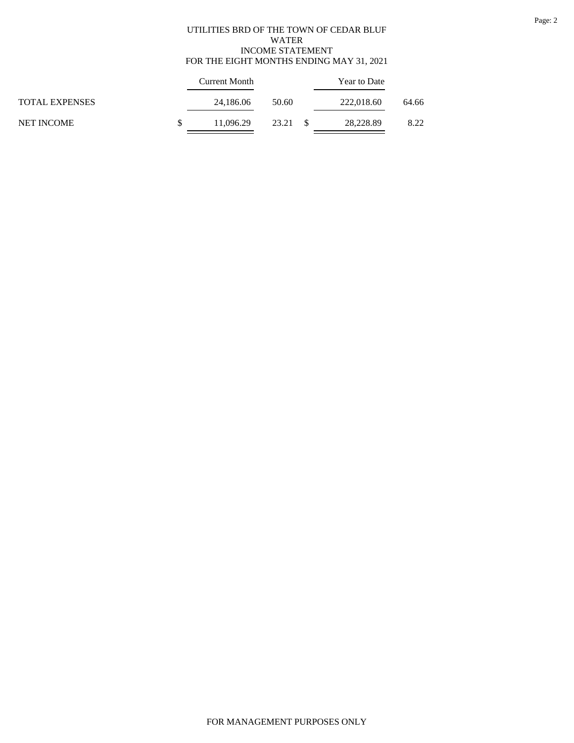UTILITIES BRD OF THE TOWN OF CEDAR BLUF
WATER
INCOME STATEMENT
FOR THE EIGHT MONTHS ENDING MAY 31, 2021

| | Current Month | | Year to Date | |
|---|---|---|---|---|
| TOTAL EXPENSES | 24,186.06 | 50.60 | 222,018.60 | 64.66 |
| NET INCOME | $ 11,096.29 | 23.21 | $ 28,228.89 | 8.22 |

FOR MANAGEMENT PURPOSES ONLY